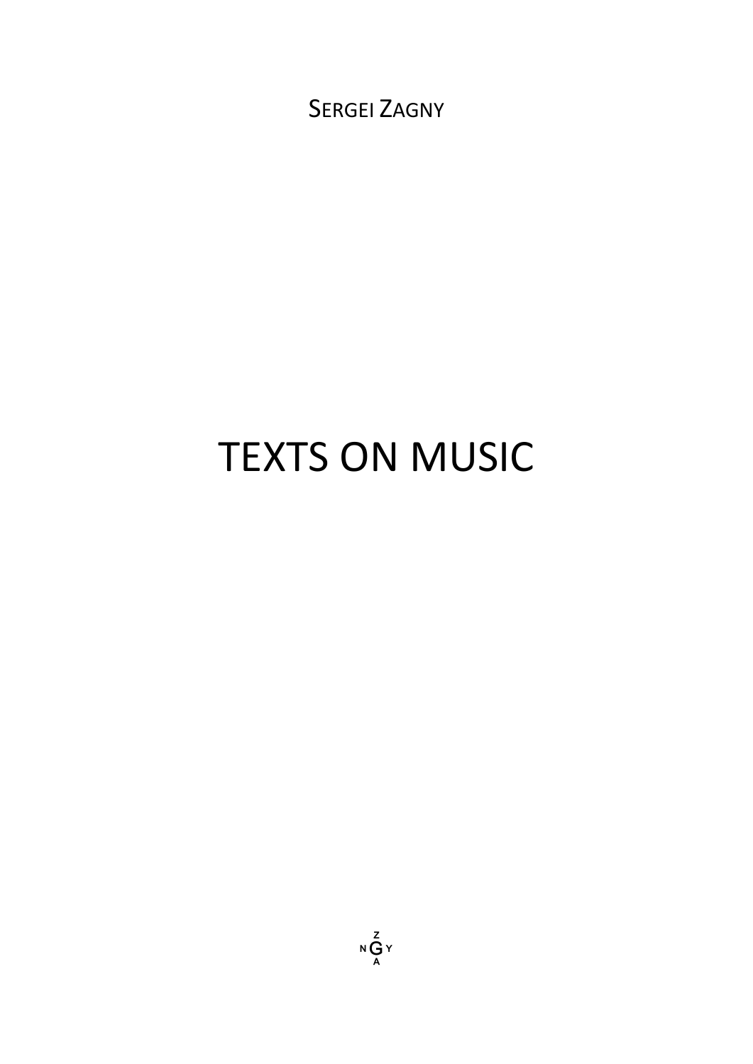SERGEI ZAGNY

# TEXTS ON MUSIC

Z
N G Y
A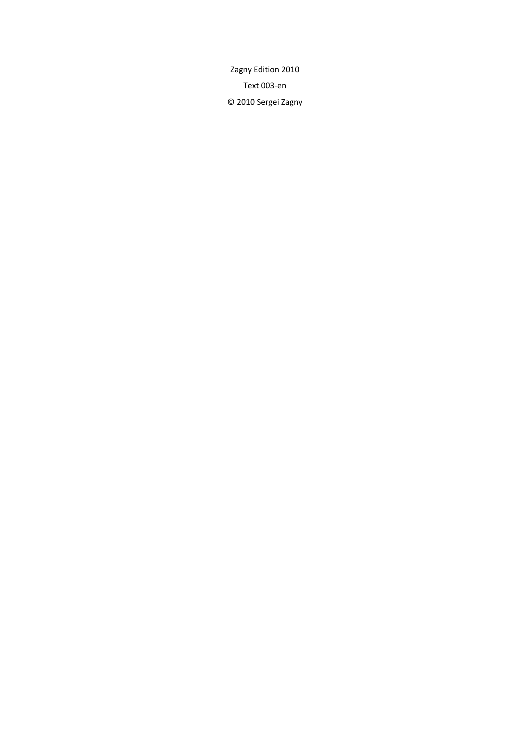Zagny Edition 2010

Text 003-en

© 2010 Sergei Zagny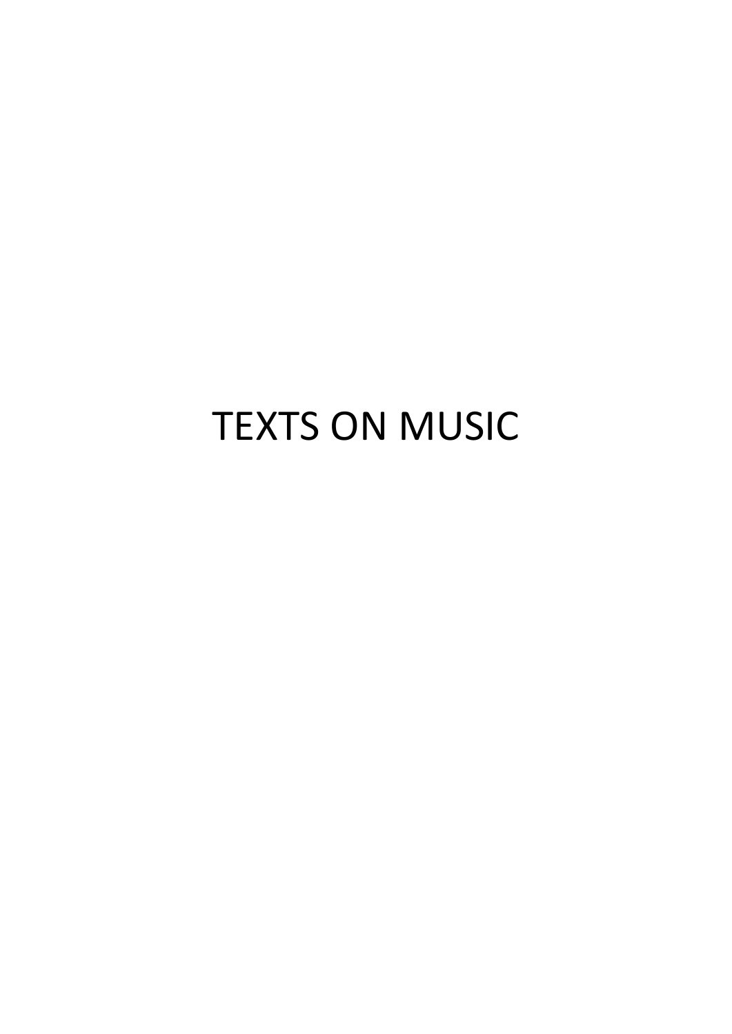# TEXTS ON MUSIC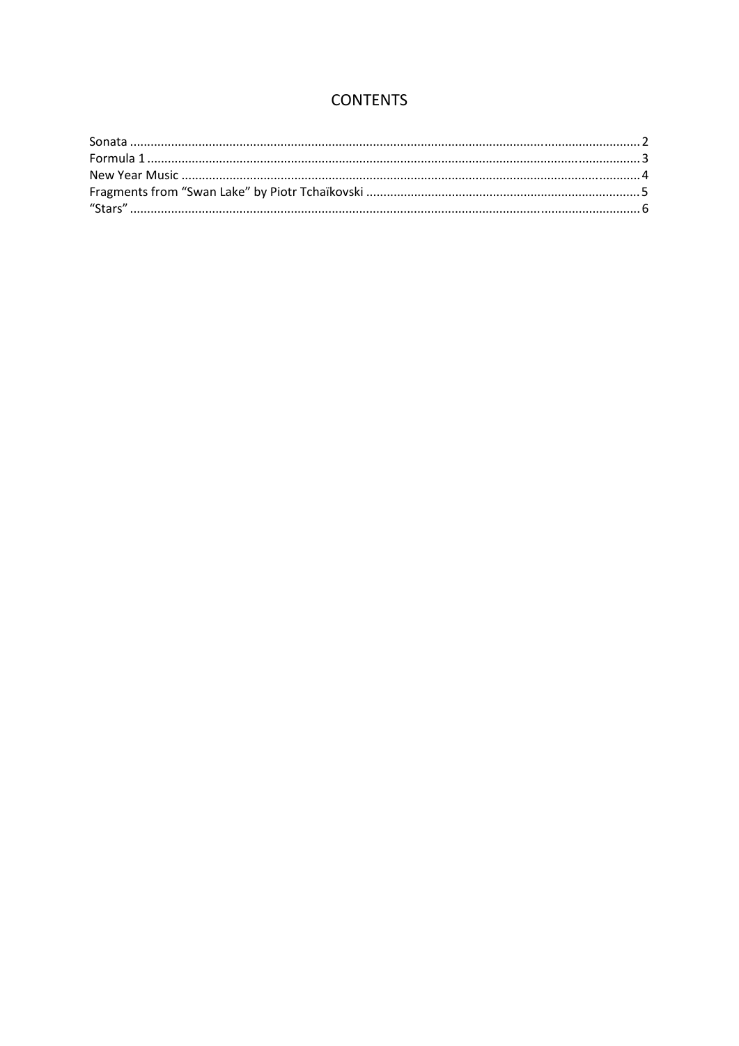# CONTENTS

Sonata .......................................................................................................................................... 2
Formula 1 ...................................................................................................................................... 3
New Year Music ............................................................................................................................ 4
Fragments from "Swan Lake" by Piotr Tchaïkovski ...................................................................... 5
"Stars" ........................................................................................................................................... 6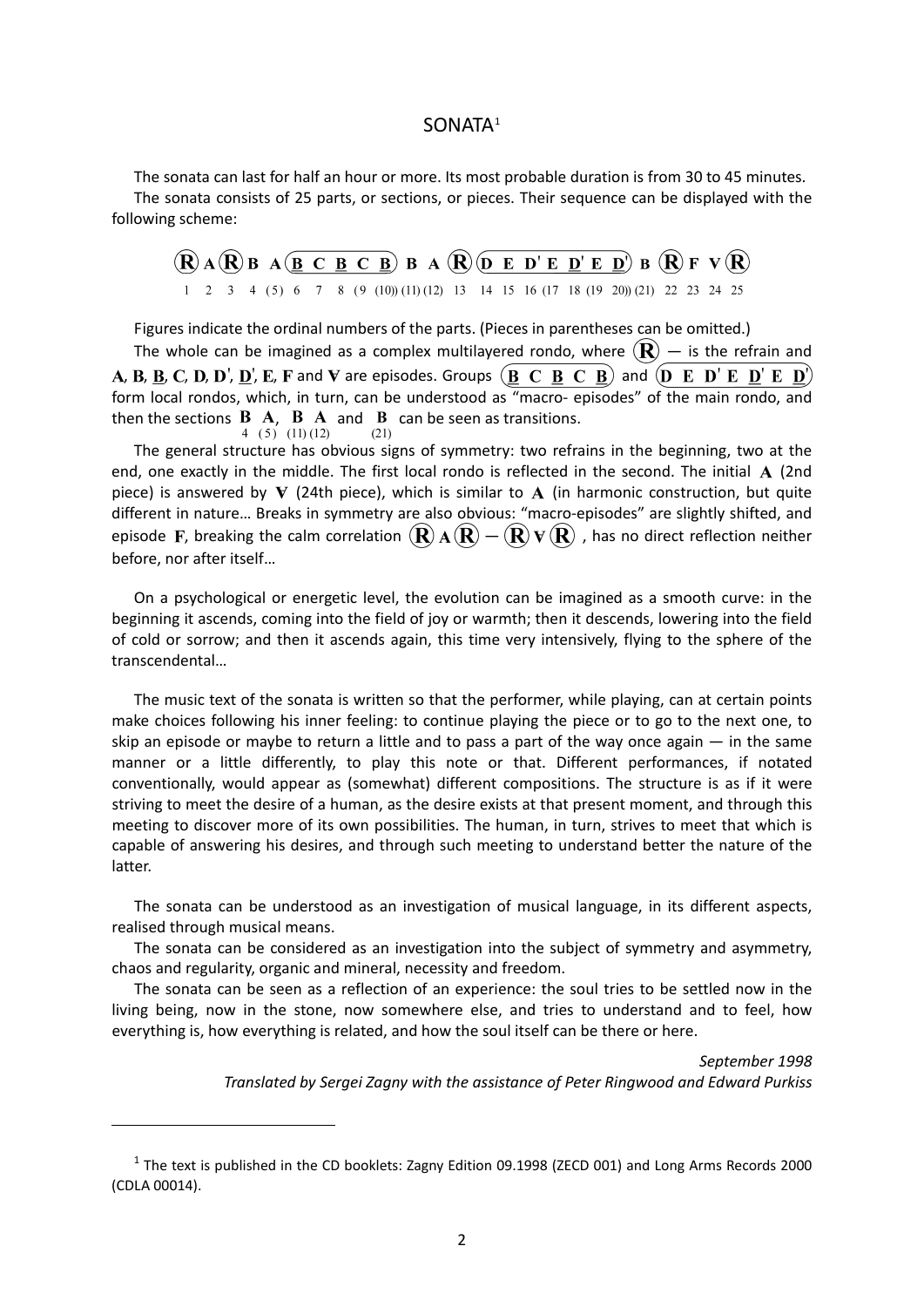## SONATA[1]

The sonata can last for half an hour or more. Its most probable duration is from 30 to 45 minutes.

The sonata consists of 25 parts, or sections, or pieces. Their sequence can be displayed with the following scheme:

**Ⓡ A Ⓡ B A (B C B C B) B A Ⓡ (D E D' E D' E D') B Ⓡ F V Ⓡ**

1 2 3 4 (5) 6 7 8 (9 (10)) (11) (12) 13 14 15 16 (17 18 (19 20)) (21) 22 23 24 25

Figures indicate the ordinal numbers of the parts. (Pieces in parentheses can be omitted.)

The whole can be imagined as a complex multilayered rondo, where Ⓡ — is the refrain and **A**, **B**, **B**, **C**, **D**, **D'**, **D'**, **E**, **F** and **V** are episodes. Groups (**B C B C B**) and (**D E D' E D' E D'**) form local rondos, which, in turn, can be understood as "macro- episodes" of the main rondo, and then the sections **B A** 4 (5), **B A** (11) (12) and **B** (21) can be seen as transitions.

The general structure has obvious signs of symmetry: two refrains in the beginning, two at the end, one exactly in the middle. The first local rondo is reflected in the second. The initial **A** (2nd piece) is answered by **V** (24th piece), which is similar to **A** (in harmonic construction, but quite different in nature… Breaks in symmetry are also obvious: "macro-episodes" are slightly shifted, and episode **F**, breaking the calm correlation Ⓡ **A** Ⓡ — Ⓡ **V** Ⓡ , has no direct reflection neither before, nor after itself…

On a psychological or energetic level, the evolution can be imagined as a smooth curve: in the beginning it ascends, coming into the field of joy or warmth; then it descends, lowering into the field of cold or sorrow; and then it ascends again, this time very intensively, flying to the sphere of the transcendental…

The music text of the sonata is written so that the performer, while playing, can at certain points make choices following his inner feeling: to continue playing the piece or to go to the next one, to skip an episode or maybe to return a little and to pass a part of the way once again — in the same manner or a little differently, to play this note or that. Different performances, if notated conventionally, would appear as (somewhat) different compositions. The structure is as if it were striving to meet the desire of a human, as the desire exists at that present moment, and through this meeting to discover more of its own possibilities. The human, in turn, strives to meet that which is capable of answering his desires, and through such meeting to understand better the nature of the latter.

The sonata can be understood as an investigation of musical language, in its different aspects, realised through musical means.

The sonata can be considered as an investigation into the subject of symmetry and asymmetry, chaos and regularity, organic and mineral, necessity and freedom.

The sonata can be seen as a reflection of an experience: the soul tries to be settled now in the living being, now in the stone, now somewhere else, and tries to understand and to feel, how everything is, how everything is related, and how the soul itself can be there or here.

*September 1998*

*Translated by Sergei Zagny with the assistance of Peter Ringwood and Edward Purkiss*

---

[1] The text is published in the CD booklets: Zagny Edition 09.1998 (ZECD 001) and Long Arms Records 2000 (CDLA 00014).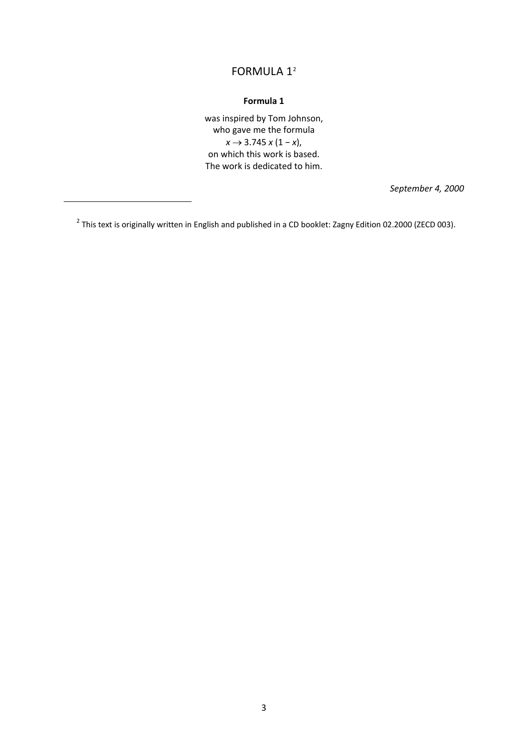# FORMULA 1[2]

**Formula 1**

was inspired by Tom Johnson,
who gave me the formula
$x \to 3.745\, x\, (1 - x)$,
on which this work is based.
The work is dedicated to him.

*September 4, 2000*

---

[2] This text is originally written in English and published in a CD booklet: Zagny Edition 02.2000 (ZECD 003).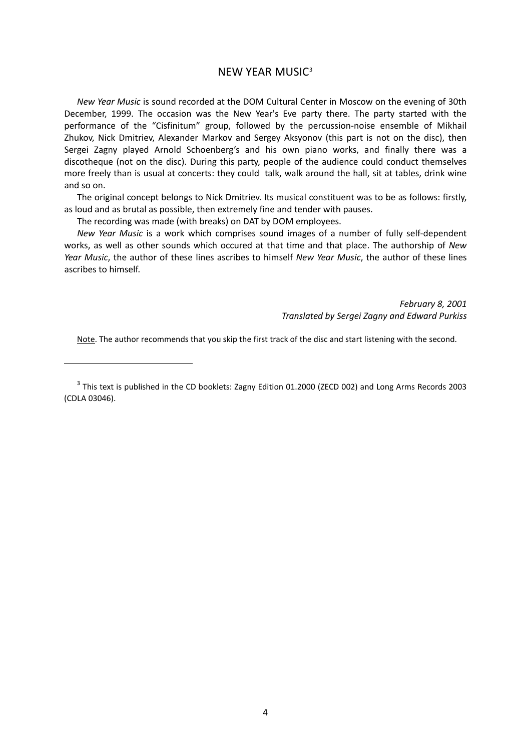# NEW YEAR MUSIC[3]

*New Year Music* is sound recorded at the DOM Cultural Center in Moscow on the evening of 30th December, 1999. The occasion was the New Year's Eve party there. The party started with the performance of the "Cisfinitum" group, followed by the percussion-noise ensemble of Mikhail Zhukov, Nick Dmitriev, Alexander Markov and Sergey Aksyonov (this part is not on the disc), then Sergei Zagny played Arnold Schoenberg's and his own piano works, and finally there was a discotheque (not on the disc). During this party, people of the audience could conduct themselves more freely than is usual at concerts: they could talk, walk around the hall, sit at tables, drink wine and so on.

The original concept belongs to Nick Dmitriev. Its musical constituent was to be as follows: firstly, as loud and as brutal as possible, then extremely fine and tender with pauses.

The recording was made (with breaks) on DAT by DOM employees.

*New Year Music* is a work which comprises sound images of a number of fully self-dependent works, as well as other sounds which occured at that time and that place. The authorship of *New Year Music*, the author of these lines ascribes to himself *New Year Music*, the author of these lines ascribes to himself.

*February 8, 2001*
*Translated by Sergei Zagny and Edward Purkiss*

Note. The author recommends that you skip the first track of the disc and start listening with the second.

---

[3] This text is published in the CD booklets: Zagny Edition 01.2000 (ZECD 002) and Long Arms Records 2003 (CDLA 03046).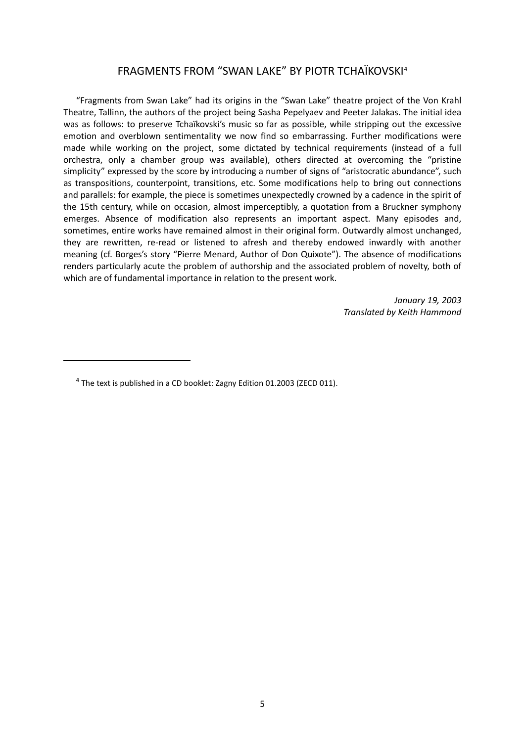## FRAGMENTS FROM “SWAN LAKE” BY PIOTR TCHAÏKOVSKI[4]

“Fragments from Swan Lake” had its origins in the “Swan Lake” theatre project of the Von Krahl Theatre, Tallinn, the authors of the project being Sasha Pepelyaev and Peeter Jalakas. The initial idea was as follows: to preserve Tchaïkovski’s music so far as possible, while stripping out the excessive emotion and overblown sentimentality we now find so embarrassing. Further modifications were made while working on the project, some dictated by technical requirements (instead of a full orchestra, only a chamber group was available), others directed at overcoming the “pristine simplicity” expressed by the score by introducing a number of signs of “aristocratic abundance”, such as transpositions, counterpoint, transitions, etc. Some modifications help to bring out connections and parallels: for example, the piece is sometimes unexpectedly crowned by a cadence in the spirit of the 15th century, while on occasion, almost imperceptibly, a quotation from a Bruckner symphony emerges. Absence of modification also represents an important aspect. Many episodes and, sometimes, entire works have remained almost in their original form. Outwardly almost unchanged, they are rewritten, re-read or listened to afresh and thereby endowed inwardly with another meaning (cf. Borges’s story “Pierre Menard, Author of Don Quixote”). The absence of modifications renders particularly acute the problem of authorship and the associated problem of novelty, both of which are of fundamental importance in relation to the present work.

*January 19, 2003*
*Translated by Keith Hammond*

---

[4] The text is published in a CD booklet: Zagny Edition 01.2003 (ZECD 011).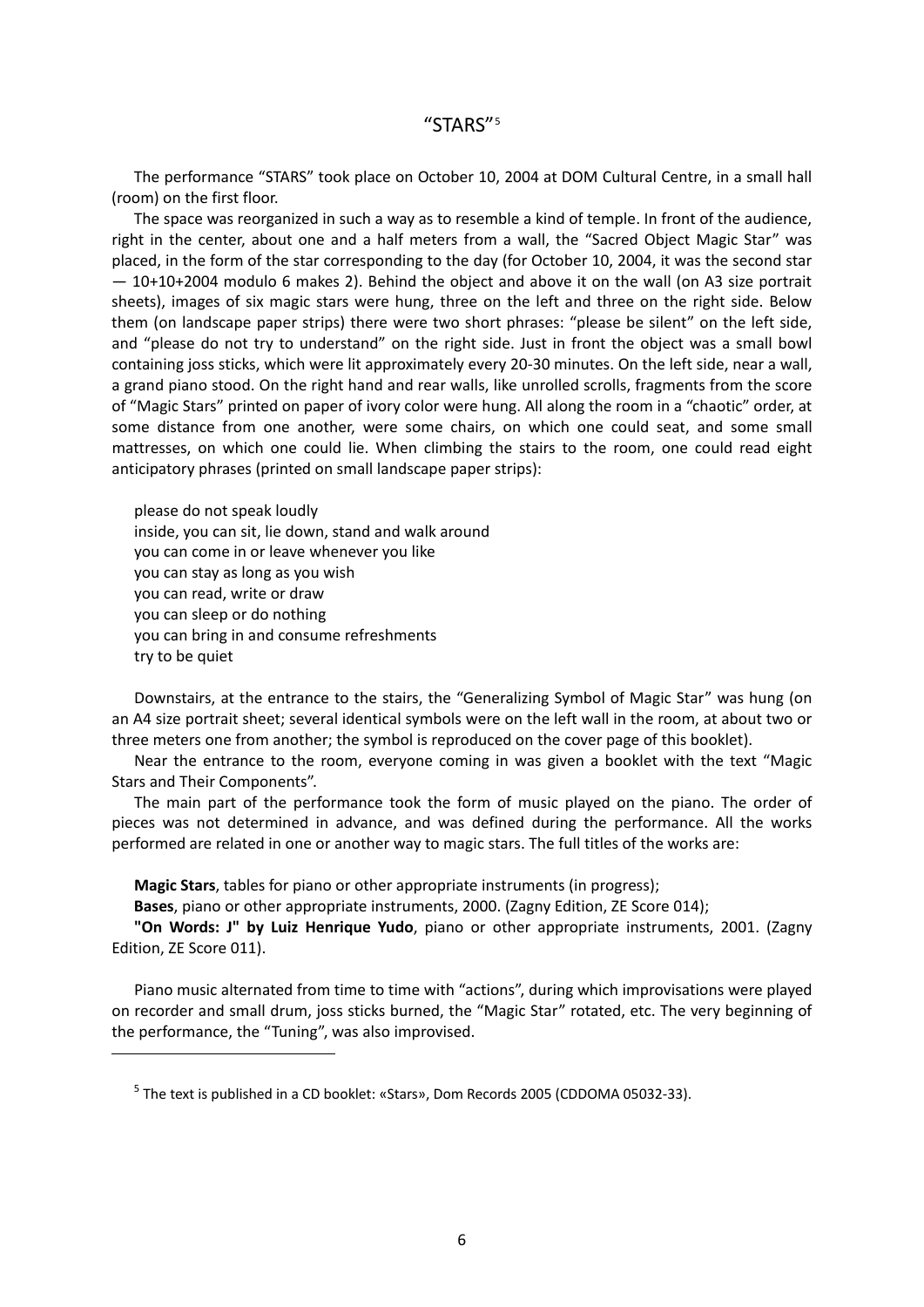# "STARS"[5]

The performance "STARS" took place on October 10, 2004 at DOM Cultural Centre, in a small hall (room) on the first floor.

The space was reorganized in such a way as to resemble a kind of temple. In front of the audience, right in the center, about one and a half meters from a wall, the "Sacred Object Magic Star" was placed, in the form of the star corresponding to the day (for October 10, 2004, it was the second star — 10+10+2004 modulo 6 makes 2). Behind the object and above it on the wall (on A3 size portrait sheets), images of six magic stars were hung, three on the left and three on the right side. Below them (on landscape paper strips) there were two short phrases: "please be silent" on the left side, and "please do not try to understand" on the right side. Just in front the object was a small bowl containing joss sticks, which were lit approximately every 20-30 minutes. On the left side, near a wall, a grand piano stood. On the right hand and rear walls, like unrolled scrolls, fragments from the score of "Magic Stars" printed on paper of ivory color were hung. All along the room in a "chaotic" order, at some distance from one another, were some chairs, on which one could seat, and some small mattresses, on which one could lie. When climbing the stairs to the room, one could read eight anticipatory phrases (printed on small landscape paper strips):

please do not speak loudly
inside, you can sit, lie down, stand and walk around
you can come in or leave whenever you like
you can stay as long as you wish
you can read, write or draw
you can sleep or do nothing
you can bring in and consume refreshments
try to be quiet

Downstairs, at the entrance to the stairs, the "Generalizing Symbol of Magic Star" was hung (on an A4 size portrait sheet; several identical symbols were on the left wall in the room, at about two or three meters one from another; the symbol is reproduced on the cover page of this booklet).

Near the entrance to the room, everyone coming in was given a booklet with the text "Magic Stars and Their Components".

The main part of the performance took the form of music played on the piano. The order of pieces was not determined in advance, and was defined during the performance. All the works performed are related in one or another way to magic stars. The full titles of the works are:

**Magic Stars**, tables for piano or other appropriate instruments (in progress);

**Bases**, piano or other appropriate instruments, 2000. (Zagny Edition, ZE Score 014);

**"On Words: J" by Luiz Henrique Yudo**, piano or other appropriate instruments, 2001. (Zagny Edition, ZE Score 011).

Piano music alternated from time to time with "actions", during which improvisations were played on recorder and small drum, joss sticks burned, the "Magic Star" rotated, etc. The very beginning of the performance, the "Tuning", was also improvised.

[5] The text is published in a CD booklet: «Stars», Dom Records 2005 (CDDOMA 05032-33).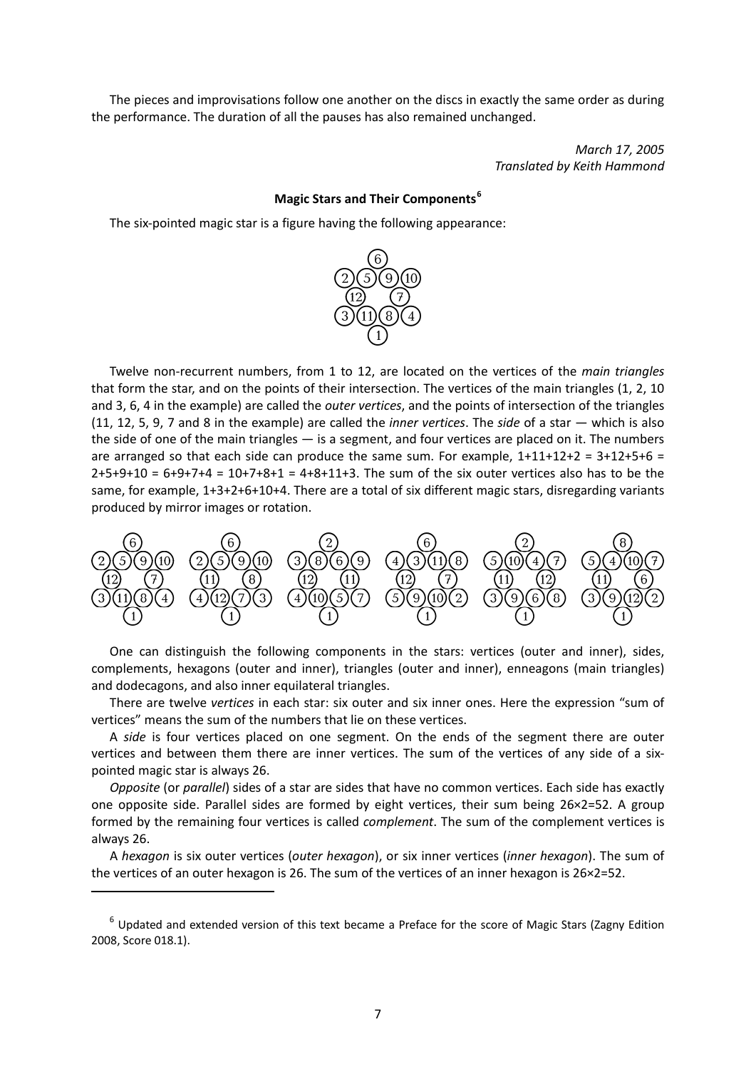The pieces and improvisations follow one another on the discs in exactly the same order as during the performance. The duration of all the pauses has also remained unchanged.

*March 17, 2005*
*Translated by Keith Hammond*

**Magic Stars and Their Components**[6]

The six-pointed magic star is a figure having the following appearance:

```
      6
 2  5  9  10
  12    7
 3  11  8  4
      1
```

Twelve non-recurrent numbers, from 1 to 12, are located on the vertices of the *main triangles* that form the star, and on the points of their intersection. The vertices of the main triangles (1, 2, 10 and 3, 6, 4 in the example) are called the *outer vertices*, and the points of intersection of the triangles (11, 12, 5, 9, 7 and 8 in the example) are called the *inner vertices*. The *side* of a star — which is also the side of one of the main triangles — is a segment, and four vertices are placed on it. The numbers are arranged so that each side can produce the same sum. For example, 1+11+12+2 = 3+12+5+6 = 2+5+9+10 = 6+9+7+4 = 10+7+8+1 = 4+8+11+3. The sum of the six outer vertices also has to be the same, for example, 1+3+2+6+10+4. There are a total of six different magic stars, disregarding variants produced by mirror images or rotation.

```
      6              6              2              6              2              8
 2  5  9  10    2  5  9  10    3  8  6  9     4  3  11  8    5  10  4  7    5  4  10  7
  12    7        11    8        12    11       12    7        11    12       11    6
 3  11  8  4    4  12  7  3    4  10  5  7    5  9  10  2    3  9  6  8     3  9  12  2
      1              1              1              1              1              1
```

One can distinguish the following components in the stars: vertices (outer and inner), sides, complements, hexagons (outer and inner), triangles (outer and inner), enneagons (main triangles) and dodecagons, and also inner equilateral triangles.

There are twelve *vertices* in each star: six outer and six inner ones. Here the expression "sum of vertices" means the sum of the numbers that lie on these vertices.

A *side* is four vertices placed on one segment. On the ends of the segment there are outer vertices and between them there are inner vertices. The sum of the vertices of any side of a six-pointed magic star is always 26.

*Opposite* (or *parallel*) sides of a star are sides that have no common vertices. Each side has exactly one opposite side. Parallel sides are formed by eight vertices, their sum being 26×2=52. A group formed by the remaining four vertices is called *complement*. The sum of the complement vertices is always 26.

A *hexagon* is six outer vertices (*outer hexagon*), or six inner vertices (*inner hexagon*). The sum of the vertices of an outer hexagon is 26. The sum of the vertices of an inner hexagon is 26×2=52.

---

[6] Updated and extended version of this text became a Preface for the score of Magic Stars (Zagny Edition 2008, Score 018.1).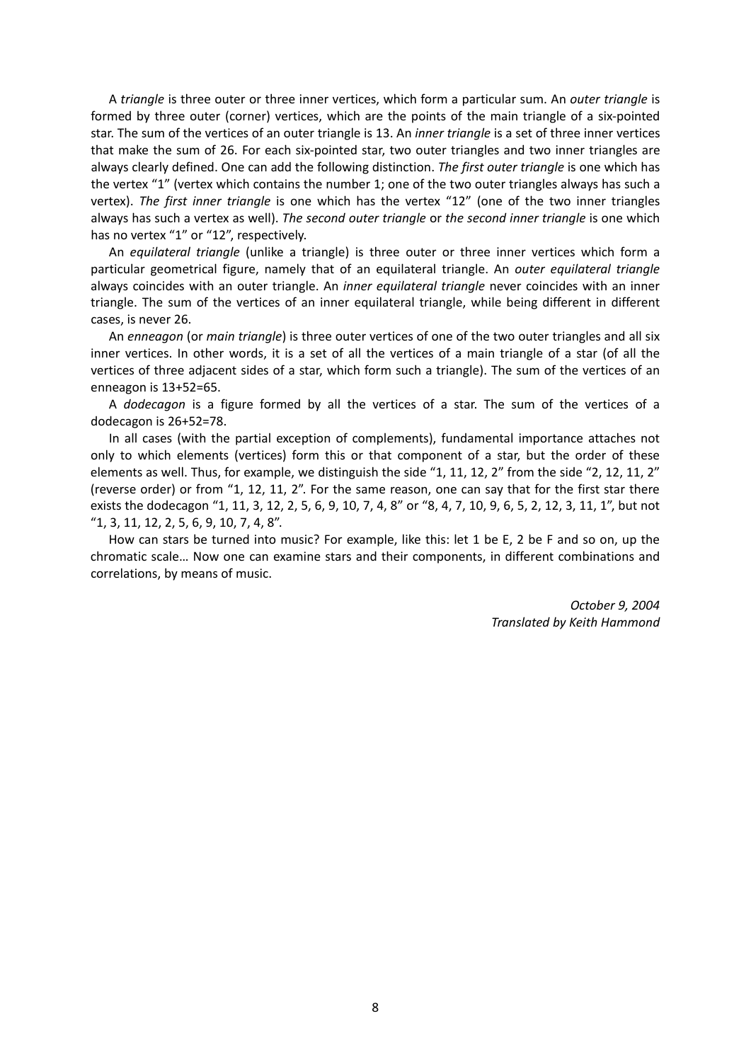A *triangle* is three outer or three inner vertices, which form a particular sum. An *outer triangle* is formed by three outer (corner) vertices, which are the points of the main triangle of a six-pointed star. The sum of the vertices of an outer triangle is 13. An *inner triangle* is a set of three inner vertices that make the sum of 26. For each six-pointed star, two outer triangles and two inner triangles are always clearly defined. One can add the following distinction. *The first outer triangle* is one which has the vertex "1" (vertex which contains the number 1; one of the two outer triangles always has such a vertex). *The first inner triangle* is one which has the vertex "12" (one of the two inner triangles always has such a vertex as well). *The second outer triangle* or *the second inner triangle* is one which has no vertex "1" or "12", respectively.

An *equilateral triangle* (unlike a triangle) is three outer or three inner vertices which form a particular geometrical figure, namely that of an equilateral triangle. An *outer equilateral triangle* always coincides with an outer triangle. An *inner equilateral triangle* never coincides with an inner triangle. The sum of the vertices of an inner equilateral triangle, while being different in different cases, is never 26.

An *enneagon* (or *main triangle*) is three outer vertices of one of the two outer triangles and all six inner vertices. In other words, it is a set of all the vertices of a main triangle of a star (of all the vertices of three adjacent sides of a star, which form such a triangle). The sum of the vertices of an enneagon is 13+52=65.

A *dodecagon* is a figure formed by all the vertices of a star. The sum of the vertices of a dodecagon is 26+52=78.

In all cases (with the partial exception of complements), fundamental importance attaches not only to which elements (vertices) form this or that component of a star, but the order of these elements as well. Thus, for example, we distinguish the side "1, 11, 12, 2" from the side "2, 12, 11, 2" (reverse order) or from "1, 12, 11, 2". For the same reason, one can say that for the first star there exists the dodecagon "1, 11, 3, 12, 2, 5, 6, 9, 10, 7, 4, 8" or "8, 4, 7, 10, 9, 6, 5, 2, 12, 3, 11, 1", but not "1, 3, 11, 12, 2, 5, 6, 9, 10, 7, 4, 8".

How can stars be turned into music? For example, like this: let 1 be E, 2 be F and so on, up the chromatic scale… Now one can examine stars and their components, in different combinations and correlations, by means of music.

*October 9, 2004*
*Translated by Keith Hammond*